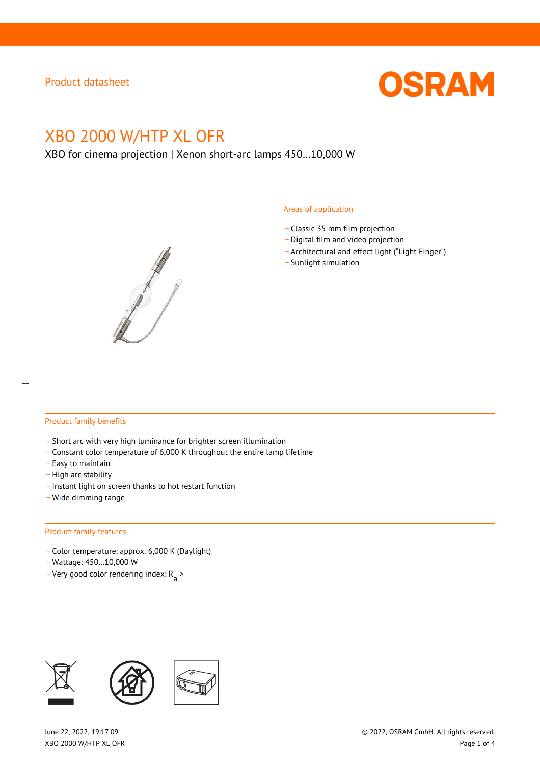Product datasheet

# XBO 2000 W/HTP XL OFR

XBO for cinema projection | Xenon short-arc lamps 450…10,000 W

## Areas of application

- Classic 35 mm film projection
- Digital film and video projection
- Architectural and effect light ("Light Finger")
- Sunlight simulation

## Product family benefits

- Short arc with very high luminance for brighter screen illumination
- Constant color temperature of 6,000 K throughout the entire lamp lifetime
- Easy to maintain
- High arc stability
- Instant light on screen thanks to hot restart function
- Wide dimming range

## Product family features

- Color temperature: approx. 6,000 K (Daylight)
- Wattage: 450…10,000 W
- Very good color rendering index: $R_a$ >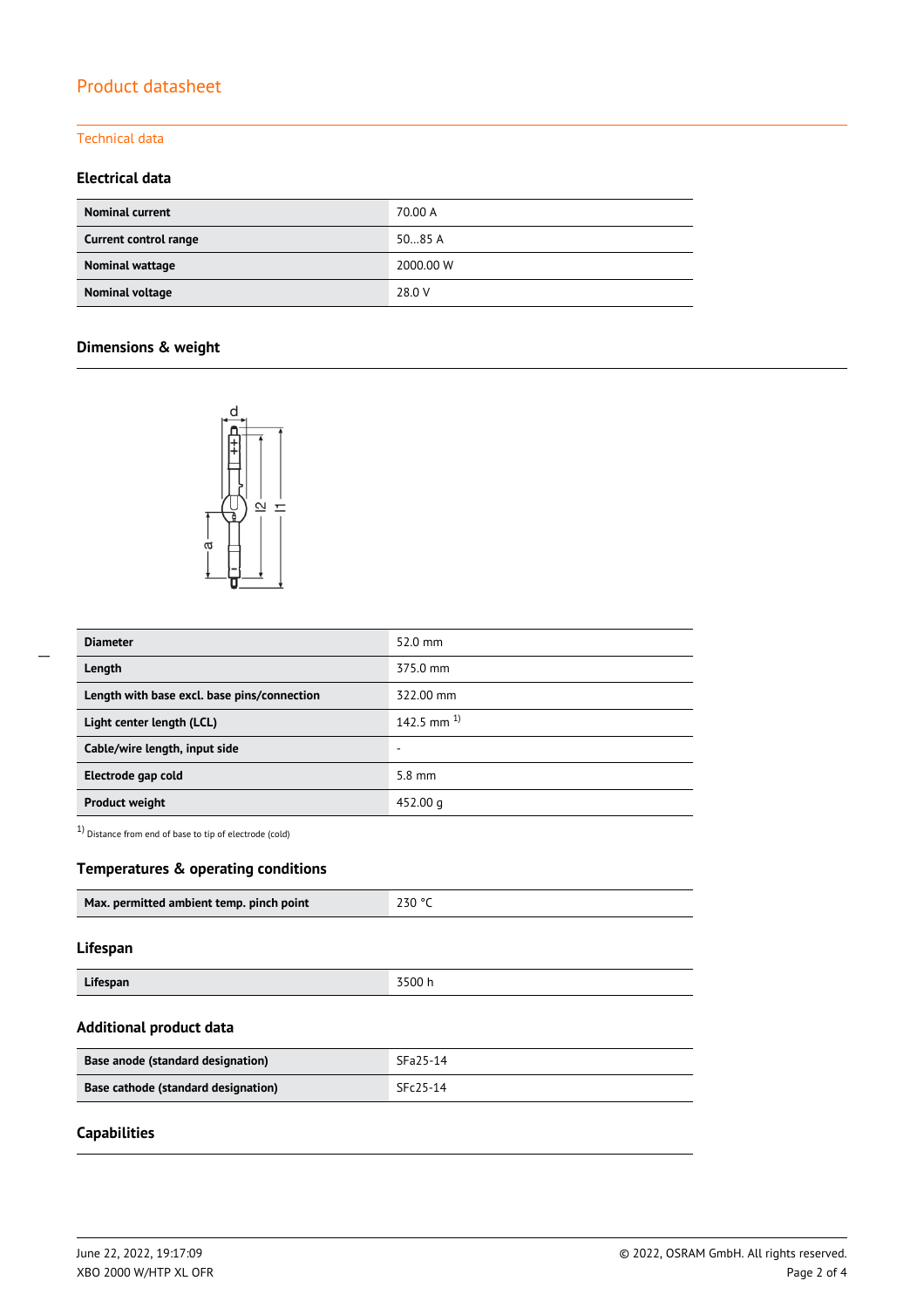Product datasheet

Technical data

### Electrical data

| Nominal current | 70.00 A |
|---|---|
| Current control range | 50...85 A |
| Nominal wattage | 2000.00 W |
| Nominal voltage | 28.0 V |

### Dimensions & weight

| Diameter | 52.0 mm |
|---|---|
| Length | 375.0 mm |
| Length with base excl. base pins/connection | 322.00 mm |
| Light center length (LCL) | 142.5 mm [1] |
| Cable/wire length, input side | - |
| Electrode gap cold | 5.8 mm |
| Product weight | 452.00 g |

[1] Distance from end of base to tip of electrode (cold)

### Temperatures & operating conditions

| Max. permitted ambient temp. pinch point | 230 °C |
|---|---|

### Lifespan

| Lifespan | 3500 h |
|---|---|

### Additional product data

| Base anode (standard designation) | SFa25-14 |
|---|---|
| Base cathode (standard designation) | SFc25-14 |

### Capabilities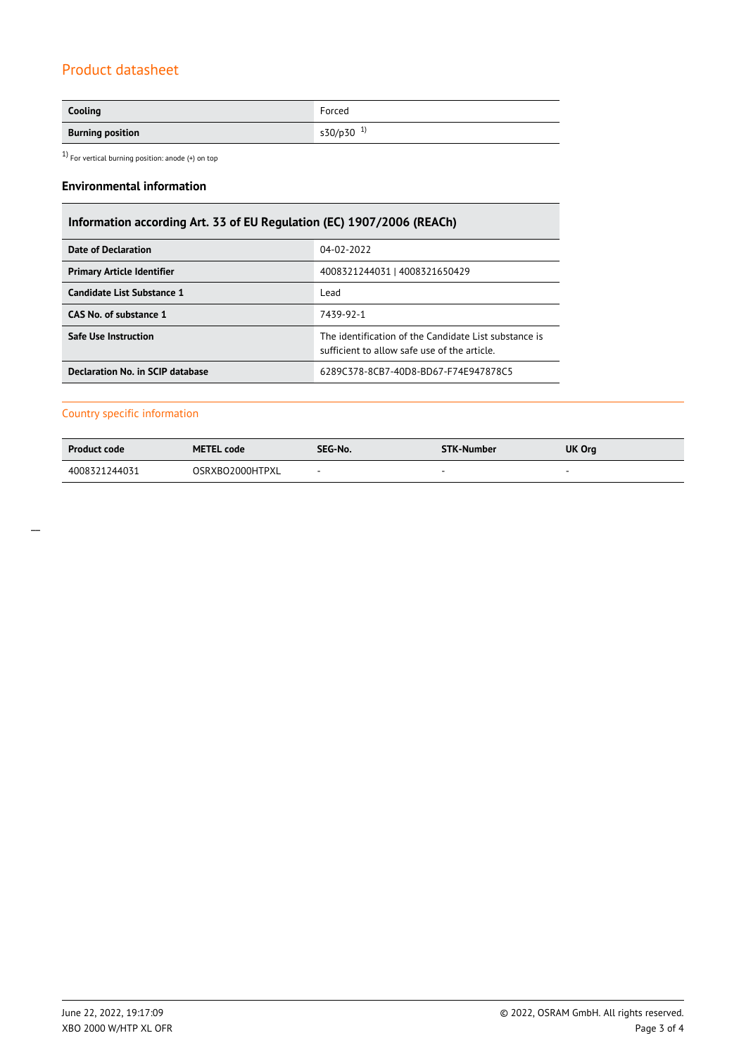## Product datasheet

| Cooling | Forced |
|---|---|
| Burning position | s30/p30 [1] |

[1] For vertical burning position: anode (+) on top

### Environmental information

| Information according Art. 33 of EU Regulation (EC) 1907/2006 (REACh) | |
|---|---|
| Date of Declaration | 04-02-2022 |
| Primary Article Identifier | 4008321244031 \| 4008321650429 |
| Candidate List Substance 1 | Lead |
| CAS No. of substance 1 | 7439-92-1 |
| Safe Use Instruction | The identification of the Candidate List substance is sufficient to allow safe use of the article. |
| Declaration No. in SCIP database | 6289C378-8CB7-40D8-BD67-F74E947878C5 |

## Country specific information

| Product code | METEL code | SEG-No. | STK-Number | UK Org |
|---|---|---|---|---|
| 4008321244031 | OSRXBO2000HTPXL | - | - | - |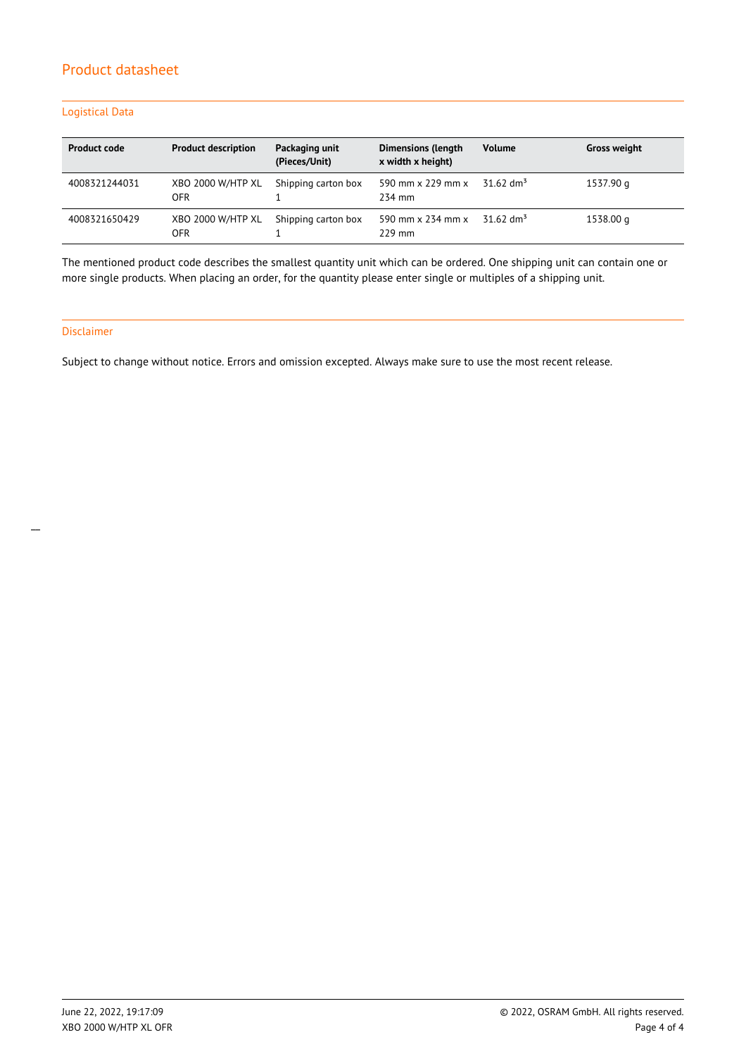## Logistical Data

| Product code | Product description | Packaging unit (Pieces/Unit) | Dimensions (length x width x height) | Volume | Gross weight |
|---|---|---|---|---|---|
| 4008321244031 | XBO 2000 W/HTP XL OFR | Shipping carton box 1 | 590 mm x 229 mm x 234 mm | 31.62 $dm^3$ | 1537.90 g |
| 4008321650429 | XBO 2000 W/HTP XL OFR | Shipping carton box 1 | 590 mm x 234 mm x 229 mm | 31.62 $dm^3$ | 1538.00 g |

The mentioned product code describes the smallest quantity unit which can be ordered. One shipping unit can contain one or more single products. When placing an order, for the quantity please enter single or multiples of a shipping unit.

## Disclaimer

Subject to change without notice. Errors and omission excepted. Always make sure to use the most recent release.